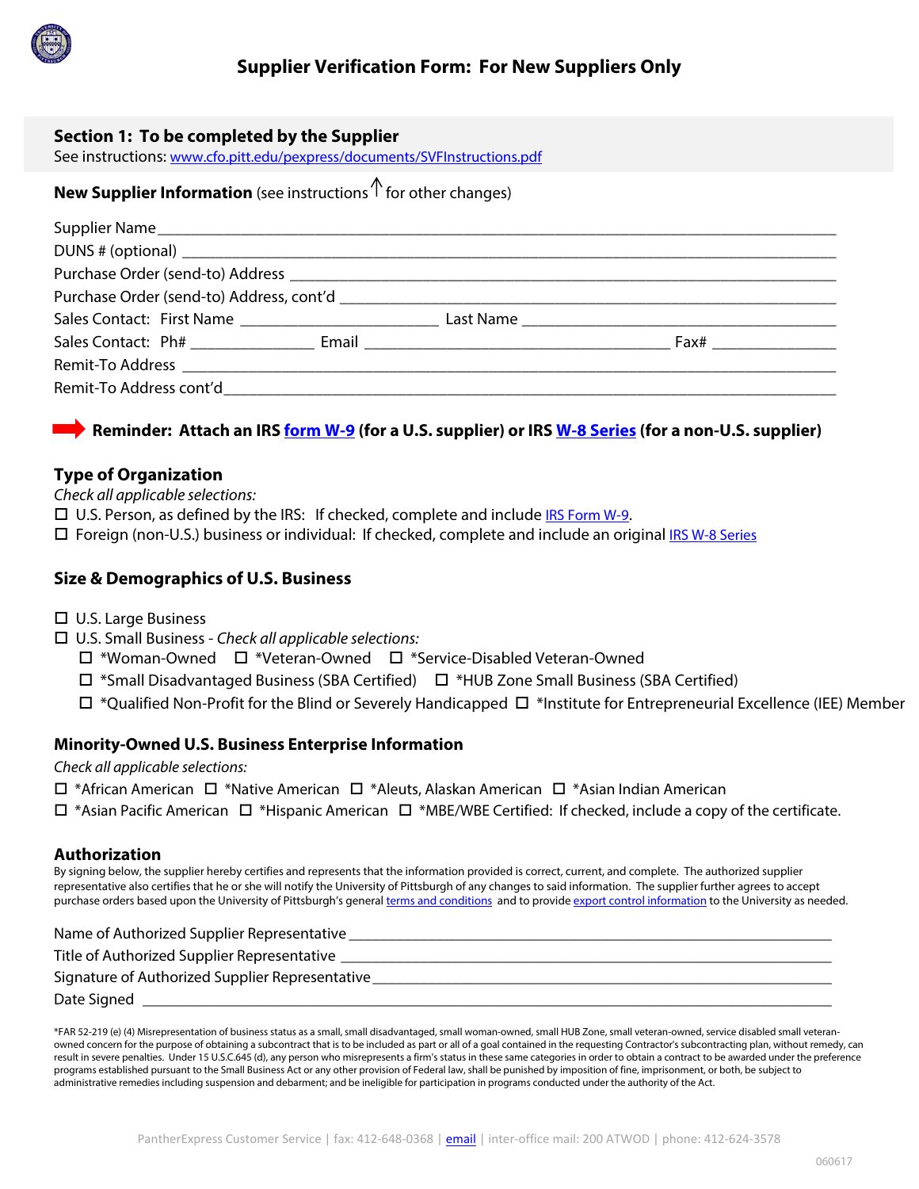# Supplier Verification Form: For New Suppliers Only

## Section 1: To be completed by the Supplier

See instructions: www.cfo.pitt.edu/pexpress/documents/SVFInstructions.pdf

**New Supplier Information** (see instructions ↑ for other changes)

Supplier Name ______________________________________________

DUNS # (optional) ______________________________________________

Purchase Order (send-to) Address ______________________________________________

Purchase Order (send-to) Address, cont'd ______________________________________________

Sales Contact: First Name ____________________ Last Name ____________________

Sales Contact: Ph# ____________ Email ______________________________ Fax# ____________

Remit-To Address ______________________________________________

Remit-To Address cont'd ______________________________________________

➡ **Reminder: Attach an IRS form W-9 (for a U.S. supplier) or IRS W-8 Series (for a non-U.S. supplier)**

### Type of Organization

*Check all applicable selections:*

- ☐ U.S. Person, as defined by the IRS: If checked, complete and include IRS Form W-9.
- ☐ Foreign (non-U.S.) business or individual: If checked, complete and include an original IRS W-8 Series

### Size & Demographics of U.S. Business

- ☐ U.S. Large Business
- ☐ U.S. Small Business - *Check all applicable selections:*
  - ☐ *Woman-Owned ☐ *Veteran-Owned ☐ *Service-Disabled Veteran-Owned
  - ☐ *Small Disadvantaged Business (SBA Certified) ☐ *HUB Zone Small Business (SBA Certified)
  - ☐ *Qualified Non-Profit for the Blind or Severely Handicapped ☐ *Institute for Entrepreneurial Excellence (IEE) Member

### Minority-Owned U.S. Business Enterprise Information

*Check all applicable selections:*

☐ *African American ☐ *Native American ☐ *Aleuts, Alaskan American ☐ *Asian Indian American

☐ *Asian Pacific American ☐ *Hispanic American ☐ *MBE/WBE Certified: If checked, include a copy of the certificate.

### Authorization

By signing below, the supplier hereby certifies and represents that the information provided is correct, current, and complete. The authorized supplier representative also certifies that he or she will notify the University of Pittsburgh of any changes to said information. The supplier further agrees to accept purchase orders based upon the University of Pittsburgh's general terms and conditions and to provide export control information to the University as needed.

Name of Authorized Supplier Representative ______________________________________________

Title of Authorized Supplier Representative ______________________________________________

Signature of Authorized Supplier Representative ______________________________________________

Date Signed ______________________________________________

*FAR 52-219 (e) (4) Misrepresentation of business status as a small, small disadvantaged, small woman-owned, small HUB Zone, small veteran-owned, service disabled small veteran-owned concern for the purpose of obtaining a subcontract that is to be included as part or all of a goal contained in the requesting Contractor's subcontracting plan, without remedy, can result in severe penalties. Under 15 U.S.C.645 (d), any person who misrepresents a firm's status in these same categories in order to obtain a contract to be awarded under the preference programs established pursuant to the Small Business Act or any other provision of Federal law, shall be punished by imposition of fine, imprisonment, or both, be subject to administrative remedies including suspension and debarment; and be ineligible for participation in programs conducted under the authority of the Act.

PantherExpress Customer Service | fax: 412-648-0368 | email | inter-office mail: 200 ATWOD | phone: 412-624-3578

060617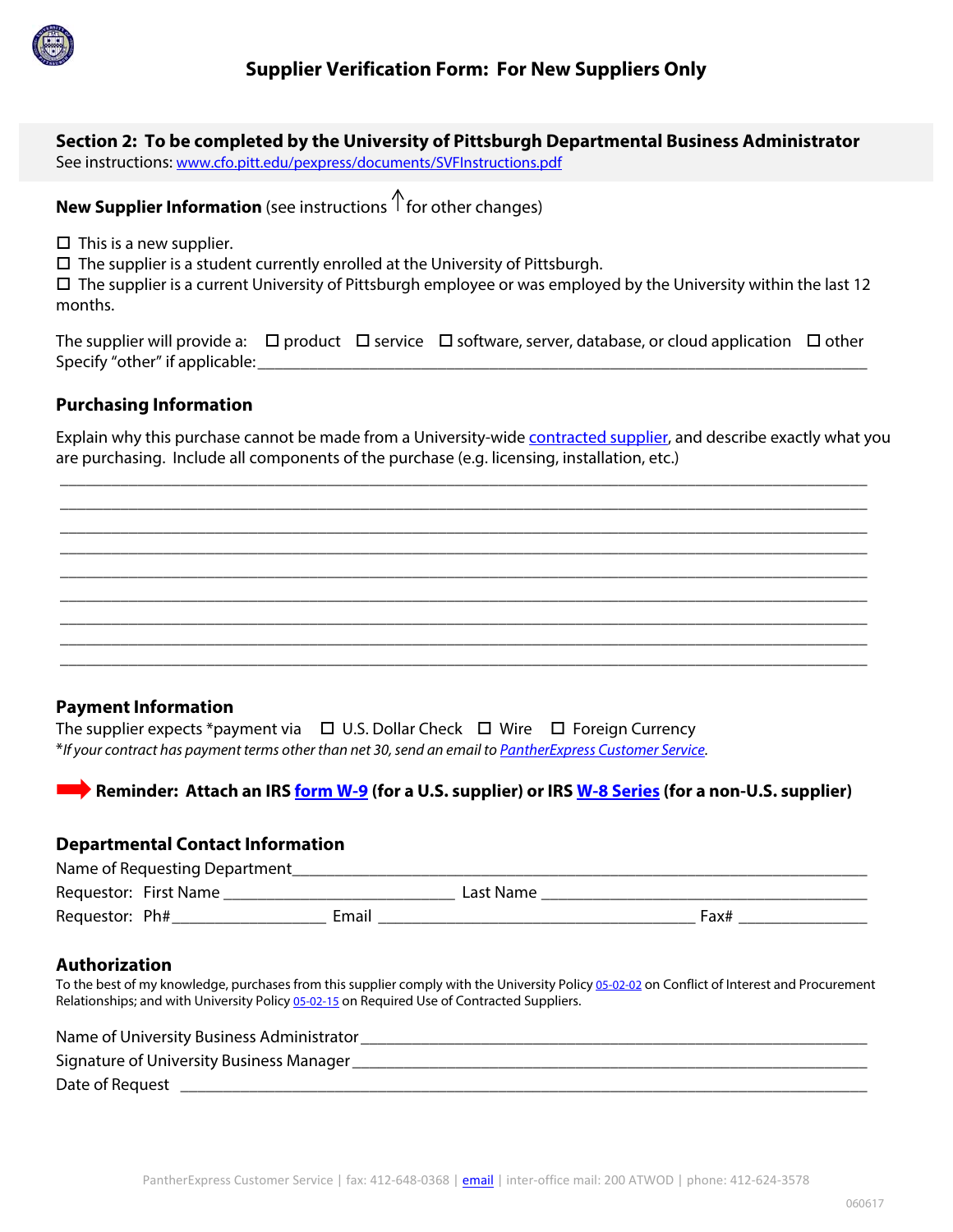# Supplier Verification Form: For New Suppliers Only

## Section 2: To be completed by the University of Pittsburgh Departmental Business Administrator

See instructions: www.cfo.pitt.edu/pexpress/documents/SVFInstructions.pdf

**New Supplier Information** (see instructions ↑ for other changes)

☐ This is a new supplier.
☐ The supplier is a student currently enrolled at the University of Pittsburgh.
☐ The supplier is a current University of Pittsburgh employee or was employed by the University within the last 12 months.

The supplier will provide a: ☐ product ☐ service ☐ software, server, database, or cloud application ☐ other
Specify "other" if applicable:\_\_\_\_\_\_\_\_\_\_\_\_\_\_\_\_\_\_\_\_\_\_\_\_\_\_\_\_\_\_\_\_\_\_\_\_\_\_\_\_

### Purchasing Information

Explain why this purchase cannot be made from a University-wide contracted supplier, and describe exactly what you are purchasing. Include all components of the purchase (e.g. licensing, installation, etc.)

\_\_\_\_\_\_\_\_\_\_\_\_\_\_\_\_\_\_\_\_\_\_\_\_\_\_\_\_\_\_\_\_\_\_\_\_\_\_\_\_\_\_\_\_\_\_\_\_\_\_\_\_\_\_\_\_\_\_\_\_
\_\_\_\_\_\_\_\_\_\_\_\_\_\_\_\_\_\_\_\_\_\_\_\_\_\_\_\_\_\_\_\_\_\_\_\_\_\_\_\_\_\_\_\_\_\_\_\_\_\_\_\_\_\_\_\_\_\_\_\_
\_\_\_\_\_\_\_\_\_\_\_\_\_\_\_\_\_\_\_\_\_\_\_\_\_\_\_\_\_\_\_\_\_\_\_\_\_\_\_\_\_\_\_\_\_\_\_\_\_\_\_\_\_\_\_\_\_\_\_\_
\_\_\_\_\_\_\_\_\_\_\_\_\_\_\_\_\_\_\_\_\_\_\_\_\_\_\_\_\_\_\_\_\_\_\_\_\_\_\_\_\_\_\_\_\_\_\_\_\_\_\_\_\_\_\_\_\_\_\_\_
\_\_\_\_\_\_\_\_\_\_\_\_\_\_\_\_\_\_\_\_\_\_\_\_\_\_\_\_\_\_\_\_\_\_\_\_\_\_\_\_\_\_\_\_\_\_\_\_\_\_\_\_\_\_\_\_\_\_\_\_
\_\_\_\_\_\_\_\_\_\_\_\_\_\_\_\_\_\_\_\_\_\_\_\_\_\_\_\_\_\_\_\_\_\_\_\_\_\_\_\_\_\_\_\_\_\_\_\_\_\_\_\_\_\_\_\_\_\_\_\_
\_\_\_\_\_\_\_\_\_\_\_\_\_\_\_\_\_\_\_\_\_\_\_\_\_\_\_\_\_\_\_\_\_\_\_\_\_\_\_\_\_\_\_\_\_\_\_\_\_\_\_\_\_\_\_\_\_\_\_\_
\_\_\_\_\_\_\_\_\_\_\_\_\_\_\_\_\_\_\_\_\_\_\_\_\_\_\_\_\_\_\_\_\_\_\_\_\_\_\_\_\_\_\_\_\_\_\_\_\_\_\_\_\_\_\_\_\_\_\_\_
\_\_\_\_\_\_\_\_\_\_\_\_\_\_\_\_\_\_\_\_\_\_\_\_\_\_\_\_\_\_\_\_\_\_\_\_\_\_\_\_\_\_\_\_\_\_\_\_\_\_\_\_\_\_\_\_\_\_\_\_

### Payment Information

The supplier expects *payment via ☐ U.S. Dollar Check ☐ Wire ☐ Foreign Currency

**If your contract has payment terms other than net 30, send an email to PantherExpress Customer Service.*

➡ **Reminder: Attach an IRS form W-9 (for a U.S. supplier) or IRS W-8 Series (for a non-U.S. supplier)**

### Departmental Contact Information

Name of Requesting Department\_\_\_\_\_\_\_\_\_\_\_\_\_\_\_\_\_\_\_\_\_\_\_\_\_\_\_\_\_\_\_\_\_\_\_\_\_\_\_\_
Requestor: First Name \_\_\_\_\_\_\_\_\_\_\_\_\_\_\_\_\_\_\_\_ Last Name \_\_\_\_\_\_\_\_\_\_\_\_\_\_\_\_\_\_\_\_\_\_\_\_
Requestor: Ph#\_\_\_\_\_\_\_\_\_\_\_\_\_ Email \_\_\_\_\_\_\_\_\_\_\_\_\_\_\_\_\_\_\_\_\_\_\_\_\_ Fax# \_\_\_\_\_\_\_\_\_\_

### Authorization

To the best of my knowledge, purchases from this supplier comply with the University Policy 05-02-02 on Conflict of Interest and Procurement Relationships; and with University Policy 05-02-15 on Required Use of Contracted Suppliers.

Name of University Business Administrator\_\_\_\_\_\_\_\_\_\_\_\_\_\_\_\_\_\_\_\_\_\_\_\_\_\_\_\_\_\_\_\_\_\_\_\_\_\_
Signature of University Business Manager\_\_\_\_\_\_\_\_\_\_\_\_\_\_\_\_\_\_\_\_\_\_\_\_\_\_\_\_\_\_\_\_\_\_\_\_\_\_
Date of Request \_\_\_\_\_\_\_\_\_\_\_\_\_\_\_\_\_\_\_\_\_\_\_\_\_\_\_\_\_\_\_\_\_\_\_\_\_\_\_\_\_\_\_\_\_\_\_\_\_\_\_\_\_\_

PantherExpress Customer Service | fax: 412-648-0368 | email | inter-office mail: 200 ATWOD | phone: 412-624-3578

060617